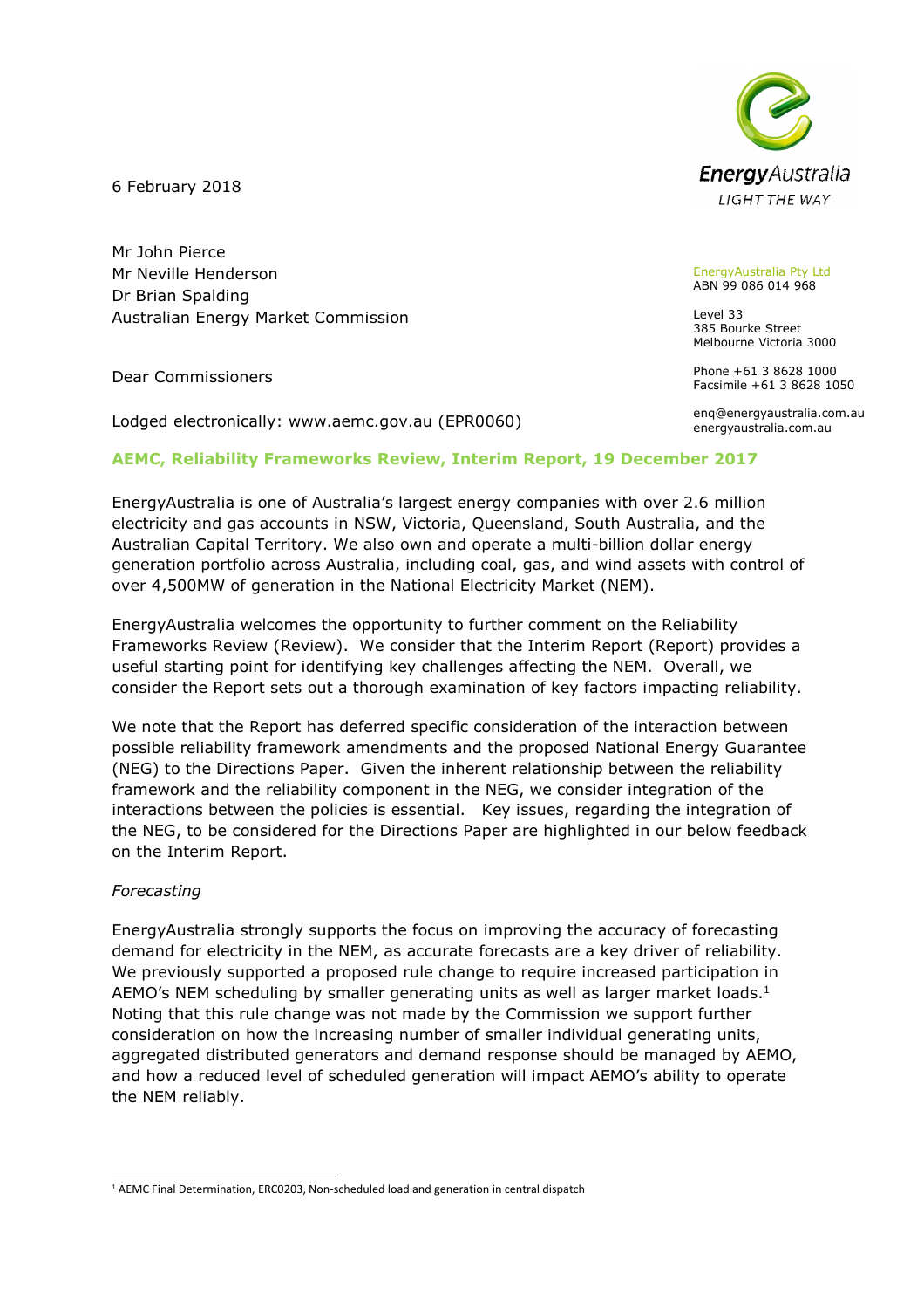6 February 2018

Mr John Pierce
Mr Neville Henderson
Dr Brian Spalding
Australian Energy Market Commission

EnergyAustralia Pty Ltd
ABN 99 086 014 968

Level 33
385 Bourke Street
Melbourne Victoria 3000

Phone +61 3 8628 1000
Facsimile +61 3 8628 1050

enq@energyaustralia.com.au
energyaustralia.com.au

Dear Commissioners

Lodged electronically: www.aemc.gov.au (EPR0060)

**AEMC, Reliability Frameworks Review, Interim Report, 19 December 2017**

EnergyAustralia is one of Australia's largest energy companies with over 2.6 million electricity and gas accounts in NSW, Victoria, Queensland, South Australia, and the Australian Capital Territory. We also own and operate a multi-billion dollar energy generation portfolio across Australia, including coal, gas, and wind assets with control of over 4,500MW of generation in the National Electricity Market (NEM).

EnergyAustralia welcomes the opportunity to further comment on the Reliability Frameworks Review (Review). We consider that the Interim Report (Report) provides a useful starting point for identifying key challenges affecting the NEM. Overall, we consider the Report sets out a thorough examination of key factors impacting reliability.

We note that the Report has deferred specific consideration of the interaction between possible reliability framework amendments and the proposed National Energy Guarantee (NEG) to the Directions Paper. Given the inherent relationship between the reliability framework and the reliability component in the NEG, we consider integration of the interactions between the policies is essential. Key issues, regarding the integration of the NEG, to be considered for the Directions Paper are highlighted in our below feedback on the Interim Report.

*Forecasting*

EnergyAustralia strongly supports the focus on improving the accuracy of forecasting demand for electricity in the NEM, as accurate forecasts are a key driver of reliability. We previously supported a proposed rule change to require increased participation in AEMO's NEM scheduling by smaller generating units as well as larger market loads.[1] Noting that this rule change was not made by the Commission we support further consideration on how the increasing number of smaller individual generating units, aggregated distributed generators and demand response should be managed by AEMO, and how a reduced level of scheduled generation will impact AEMO's ability to operate the NEM reliably.

[1] AEMC Final Determination, ERC0203, Non-scheduled load and generation in central dispatch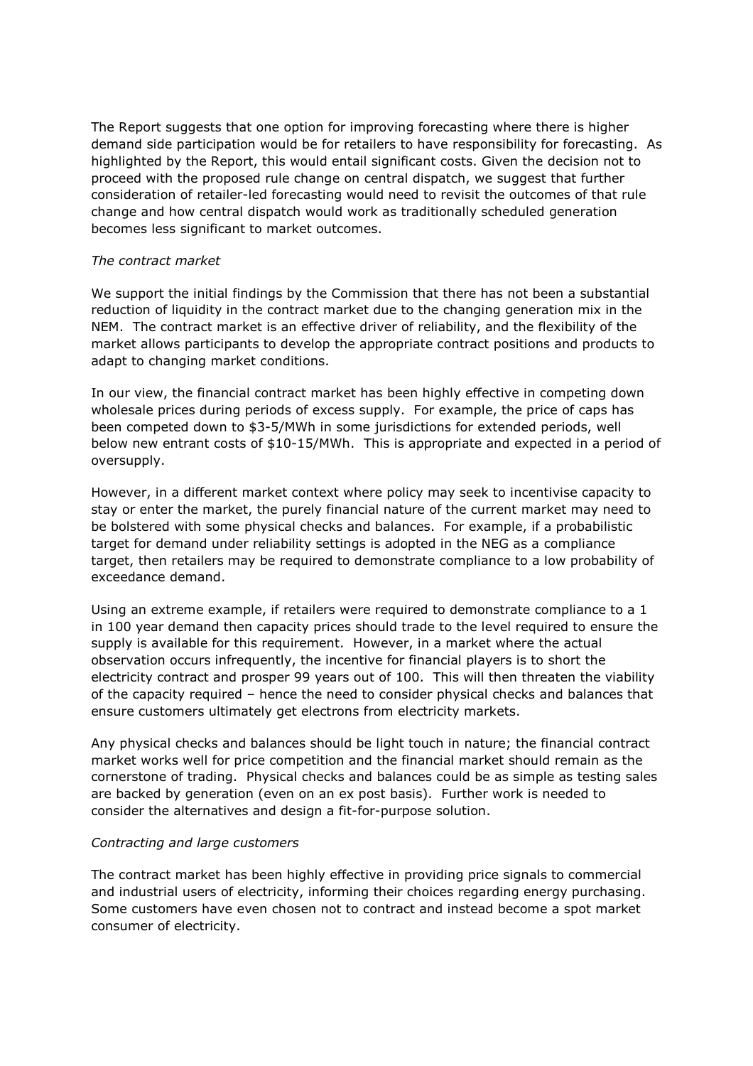The Report suggests that one option for improving forecasting where there is higher demand side participation would be for retailers to have responsibility for forecasting. As highlighted by the Report, this would entail significant costs. Given the decision not to proceed with the proposed rule change on central dispatch, we suggest that further consideration of retailer-led forecasting would need to revisit the outcomes of that rule change and how central dispatch would work as traditionally scheduled generation becomes less significant to market outcomes.

*The contract market*

We support the initial findings by the Commission that there has not been a substantial reduction of liquidity in the contract market due to the changing generation mix in the NEM. The contract market is an effective driver of reliability, and the flexibility of the market allows participants to develop the appropriate contract positions and products to adapt to changing market conditions.

In our view, the financial contract market has been highly effective in competing down wholesale prices during periods of excess supply. For example, the price of caps has been competed down to $3-5/MWh in some jurisdictions for extended periods, well below new entrant costs of $10-15/MWh. This is appropriate and expected in a period of oversupply.

However, in a different market context where policy may seek to incentivise capacity to stay or enter the market, the purely financial nature of the current market may need to be bolstered with some physical checks and balances. For example, if a probabilistic target for demand under reliability settings is adopted in the NEG as a compliance target, then retailers may be required to demonstrate compliance to a low probability of exceedance demand.

Using an extreme example, if retailers were required to demonstrate compliance to a 1 in 100 year demand then capacity prices should trade to the level required to ensure the supply is available for this requirement. However, in a market where the actual observation occurs infrequently, the incentive for financial players is to short the electricity contract and prosper 99 years out of 100. This will then threaten the viability of the capacity required – hence the need to consider physical checks and balances that ensure customers ultimately get electrons from electricity markets.

Any physical checks and balances should be light touch in nature; the financial contract market works well for price competition and the financial market should remain as the cornerstone of trading. Physical checks and balances could be as simple as testing sales are backed by generation (even on an ex post basis). Further work is needed to consider the alternatives and design a fit-for-purpose solution.

*Contracting and large customers*

The contract market has been highly effective in providing price signals to commercial and industrial users of electricity, informing their choices regarding energy purchasing. Some customers have even chosen not to contract and instead become a spot market consumer of electricity.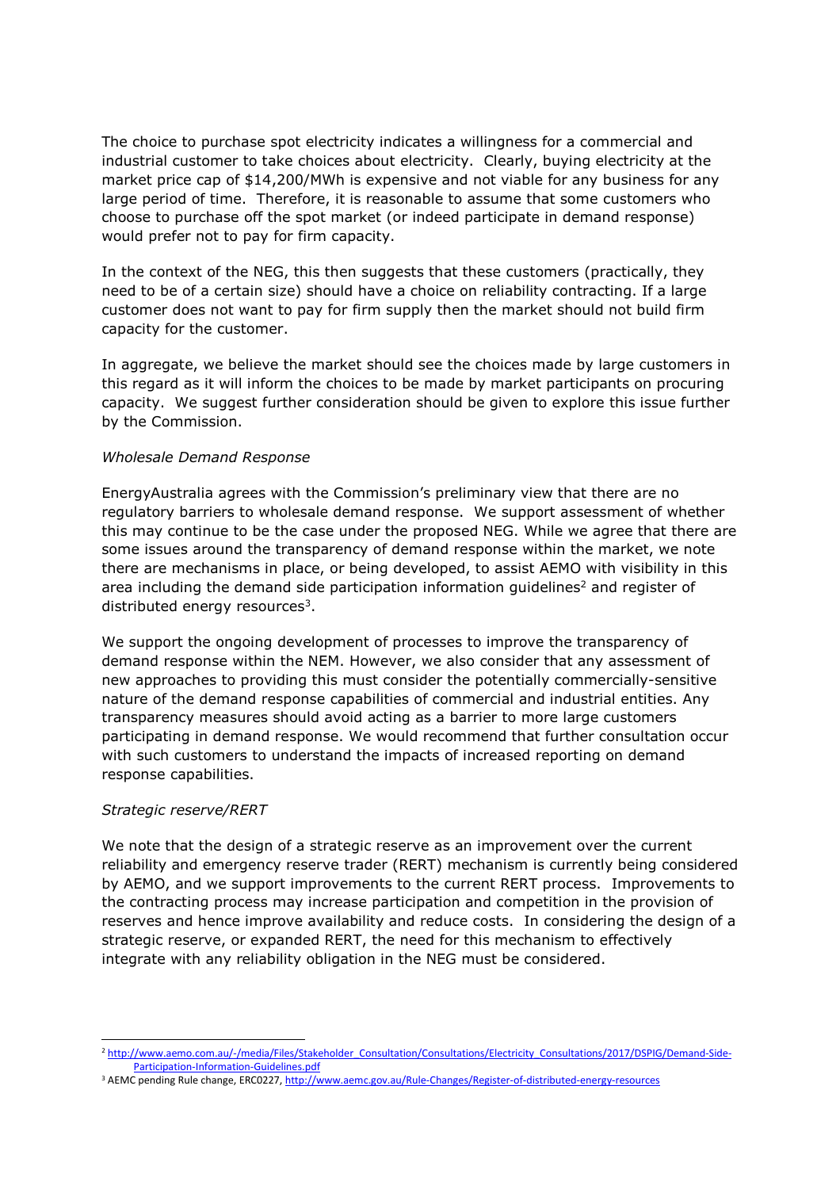The choice to purchase spot electricity indicates a willingness for a commercial and industrial customer to take choices about electricity. Clearly, buying electricity at the market price cap of $14,200/MWh is expensive and not viable for any business for any large period of time. Therefore, it is reasonable to assume that some customers who choose to purchase off the spot market (or indeed participate in demand response) would prefer not to pay for firm capacity.

In the context of the NEG, this then suggests that these customers (practically, they need to be of a certain size) should have a choice on reliability contracting. If a large customer does not want to pay for firm supply then the market should not build firm capacity for the customer.

In aggregate, we believe the market should see the choices made by large customers in this regard as it will inform the choices to be made by market participants on procuring capacity. We suggest further consideration should be given to explore this issue further by the Commission.

*Wholesale Demand Response*

EnergyAustralia agrees with the Commission's preliminary view that there are no regulatory barriers to wholesale demand response. We support assessment of whether this may continue to be the case under the proposed NEG. While we agree that there are some issues around the transparency of demand response within the market, we note there are mechanisms in place, or being developed, to assist AEMO with visibility in this area including the demand side participation information guidelines[2] and register of distributed energy resources[3].

We support the ongoing development of processes to improve the transparency of demand response within the NEM. However, we also consider that any assessment of new approaches to providing this must consider the potentially commercially-sensitive nature of the demand response capabilities of commercial and industrial entities. Any transparency measures should avoid acting as a barrier to more large customers participating in demand response. We would recommend that further consultation occur with such customers to understand the impacts of increased reporting on demand response capabilities.

*Strategic reserve/RERT*

We note that the design of a strategic reserve as an improvement over the current reliability and emergency reserve trader (RERT) mechanism is currently being considered by AEMO, and we support improvements to the current RERT process. Improvements to the contracting process may increase participation and competition in the provision of reserves and hence improve availability and reduce costs. In considering the design of a strategic reserve, or expanded RERT, the need for this mechanism to effectively integrate with any reliability obligation in the NEG must be considered.

---

[2] http://www.aemo.com.au/-/media/Files/Stakeholder_Consultation/Consultations/Electricity_Consultations/2017/DSPIG/Demand-Side-Participation-Information-Guidelines.pdf

[3] AEMC pending Rule change, ERC0227, http://www.aemc.gov.au/Rule-Changes/Register-of-distributed-energy-resources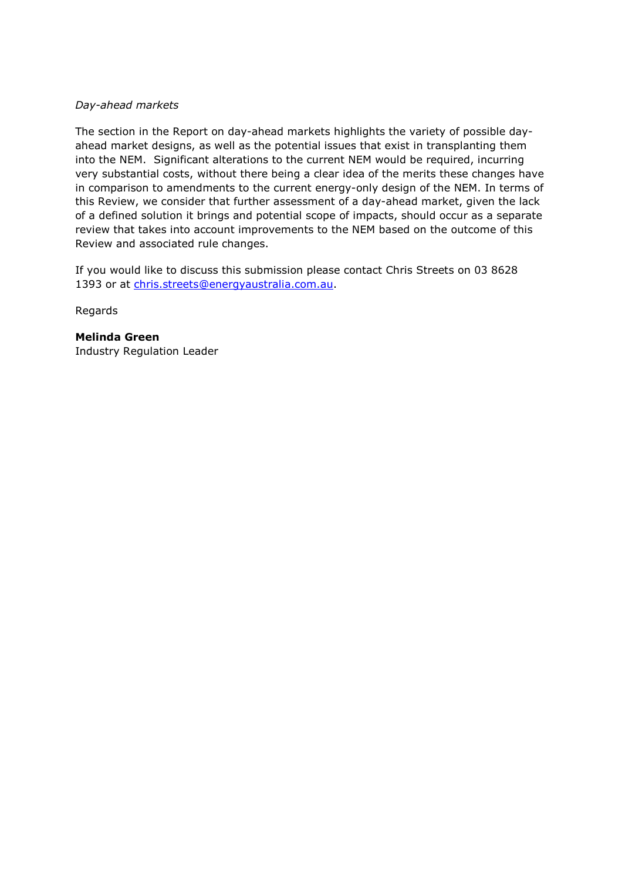*Day-ahead markets*

The section in the Report on day-ahead markets highlights the variety of possible day-ahead market designs, as well as the potential issues that exist in transplanting them into the NEM. Significant alterations to the current NEM would be required, incurring very substantial costs, without there being a clear idea of the merits these changes have in comparison to amendments to the current energy-only design of the NEM. In terms of this Review, we consider that further assessment of a day-ahead market, given the lack of a defined solution it brings and potential scope of impacts, should occur as a separate review that takes into account improvements to the NEM based on the outcome of this Review and associated rule changes.

If you would like to discuss this submission please contact Chris Streets on 03 8628 1393 or at chris.streets@energyaustralia.com.au.

Regards

**Melinda Green**
Industry Regulation Leader